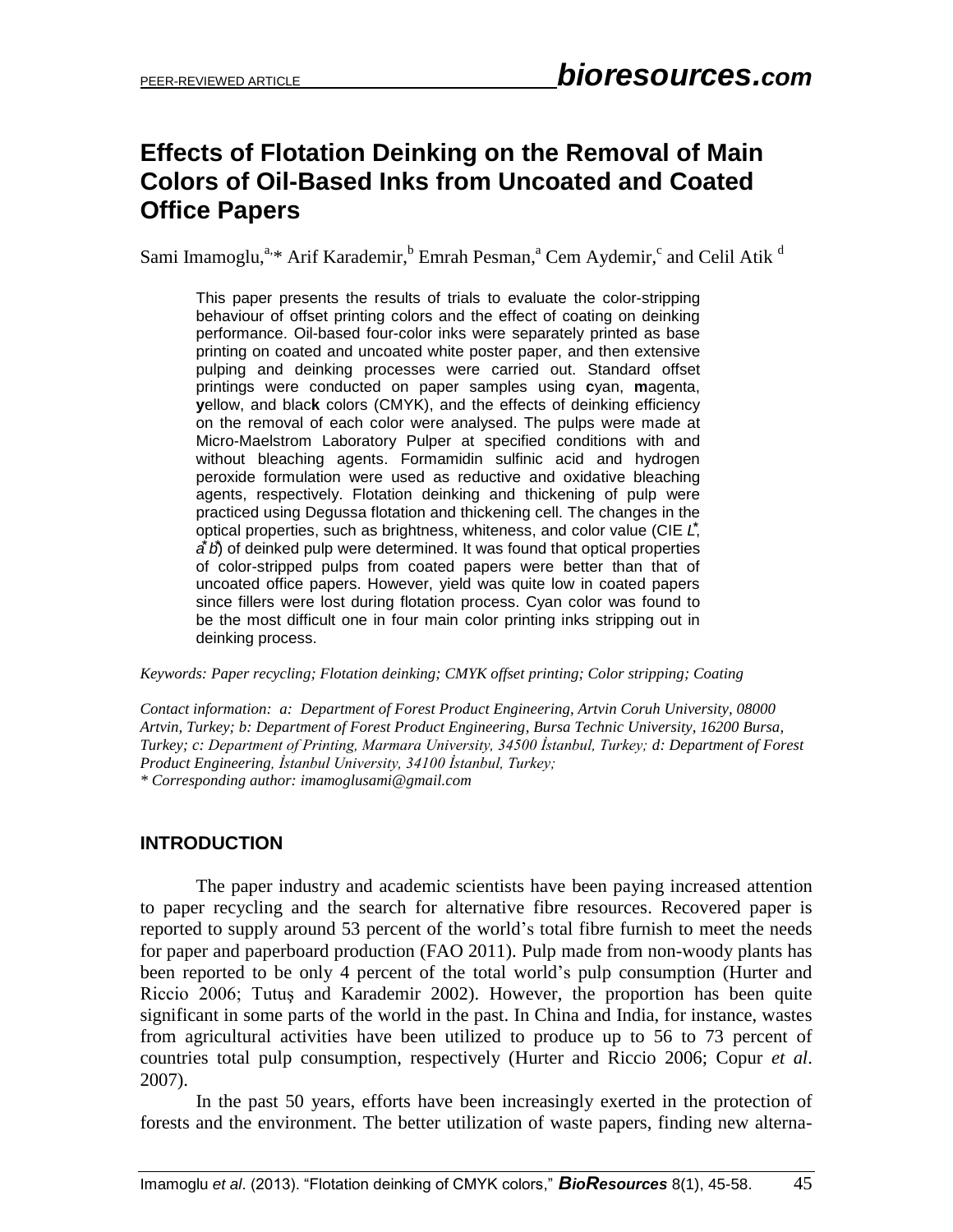# Effects of Flotation Deinking on the Removal of Main Colors of Oil-Based Inks from Uncoated and Coated Office Papers

Sami Imamoglu,[a,*] Arif Karademir,[b] Emrah Pesman,[a] Cem Aydemir,[c] and Celil Atik [d]

This paper presents the results of trials to evaluate the color-stripping behaviour of offset printing colors and the effect of coating on deinking performance. Oil-based four-color inks were separately printed as base printing on coated and uncoated white poster paper, and then extensive pulping and deinking processes were carried out. Standard offset printings were conducted on paper samples using **c**yan, **m**agenta, **y**ellow, and blac**k** colors (CMYK), and the effects of deinking efficiency on the removal of each color were analysed. The pulps were made at Micro-Maelstrom Laboratory Pulper at specified conditions with and without bleaching agents. Formamidin sulfinic acid and hydrogen peroxide formulation were used as reductive and oxidative bleaching agents, respectively. Flotation deinking and thickening of pulp were practiced using Degussa flotation and thickening cell. The changes in the optical properties, such as brightness, whiteness, and color value (CIE $L^*$, $a^*b^*$) of deinked pulp were determined. It was found that optical properties of color-stripped pulps from coated papers were better than that of uncoated office papers. However, yield was quite low in coated papers since fillers were lost during flotation process. Cyan color was found to be the most difficult one in four main color printing inks stripping out in deinking process.

*Keywords: Paper recycling; Flotation deinking; CMYK offset printing; Color stripping; Coating*

*Contact information: a: Department of Forest Product Engineering, Artvin Coruh University, 08000 Artvin, Turkey; b: Department of Forest Product Engineering, Bursa Technic University, 16200 Bursa, Turkey; c: Department of Printing, Marmara University, 34500 İstanbul, Turkey; d: Department of Forest Product Engineering, İstanbul University, 34100 İstanbul, Turkey;*
*\* Corresponding author: imamoglusami@gmail.com*

## INTRODUCTION

The paper industry and academic scientists have been paying increased attention to paper recycling and the search for alternative fibre resources. Recovered paper is reported to supply around 53 percent of the world's total fibre furnish to meet the needs for paper and paperboard production (FAO 2011). Pulp made from non-woody plants has been reported to be only 4 percent of the total world's pulp consumption (Hurter and Riccio 2006; Tutuş and Karademir 2002). However, the proportion has been quite significant in some parts of the world in the past. In China and India, for instance, wastes from agricultural activities have been utilized to produce up to 56 to 73 percent of countries total pulp consumption, respectively (Hurter and Riccio 2006; Copur *et al*. 2007).

In the past 50 years, efforts have been increasingly exerted in the protection of forests and the environment. The better utilization of waste papers, finding new alterna-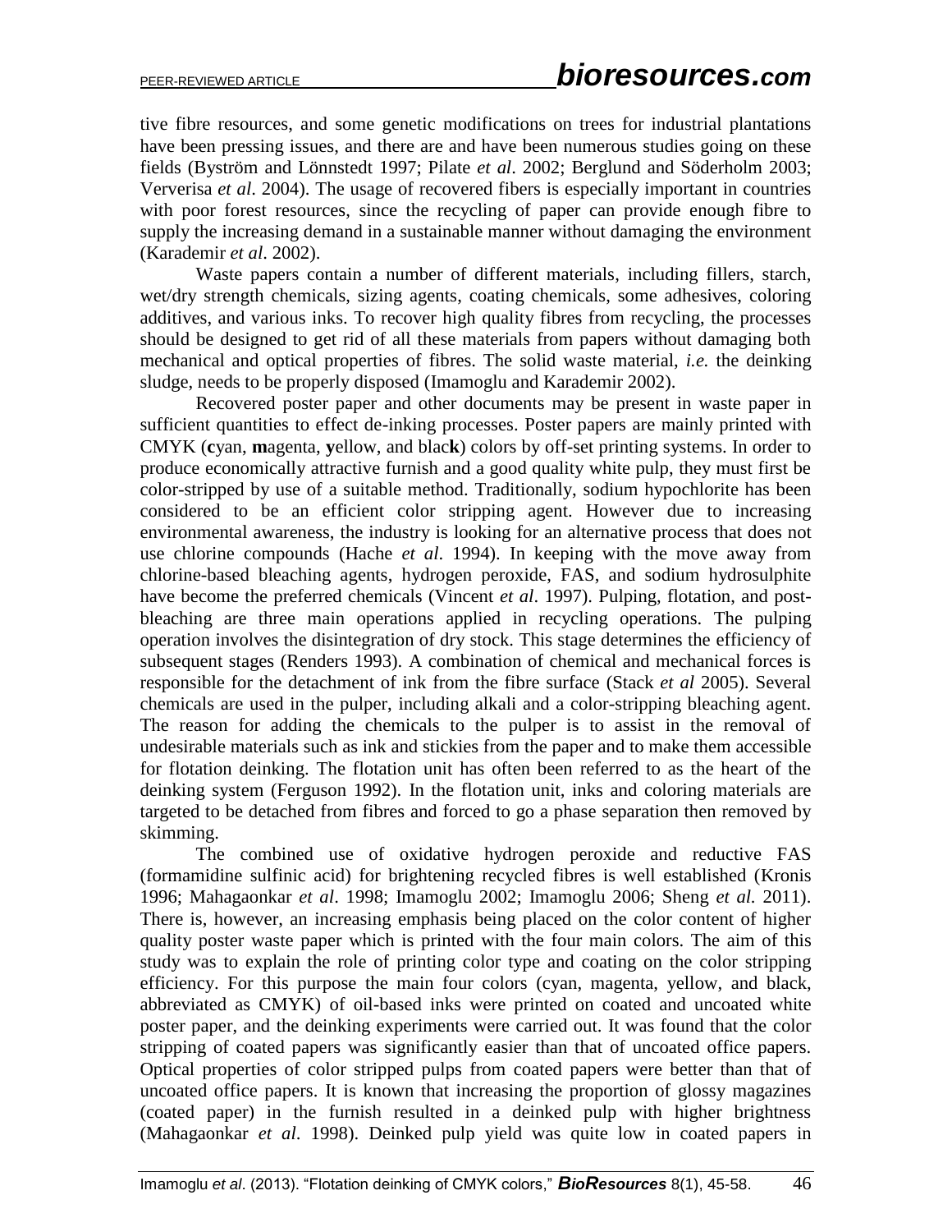tive fibre resources, and some genetic modifications on trees for industrial plantations have been pressing issues, and there are and have been numerous studies going on these fields (Byström and Lönnstedt 1997; Pilate *et al*. 2002; Berglund and Söderholm 2003; Ververisa *et al*. 2004). The usage of recovered fibers is especially important in countries with poor forest resources, since the recycling of paper can provide enough fibre to supply the increasing demand in a sustainable manner without damaging the environment (Karademir *et al*. 2002).

Waste papers contain a number of different materials, including fillers, starch, wet/dry strength chemicals, sizing agents, coating chemicals, some adhesives, coloring additives, and various inks. To recover high quality fibres from recycling, the processes should be designed to get rid of all these materials from papers without damaging both mechanical and optical properties of fibres. The solid waste material, *i.e.* the deinking sludge, needs to be properly disposed (Imamoglu and Karademir 2002).

Recovered poster paper and other documents may be present in waste paper in sufficient quantities to effect de-inking processes. Poster papers are mainly printed with CMYK (**c**yan, **m**agenta, **y**ellow, and blac**k**) colors by off-set printing systems. In order to produce economically attractive furnish and a good quality white pulp, they must first be color-stripped by use of a suitable method. Traditionally, sodium hypochlorite has been considered to be an efficient color stripping agent. However due to increasing environmental awareness, the industry is looking for an alternative process that does not use chlorine compounds (Hache *et al*. 1994). In keeping with the move away from chlorine-based bleaching agents, hydrogen peroxide, FAS, and sodium hydrosulphite have become the preferred chemicals (Vincent *et al*. 1997). Pulping, flotation, and post-bleaching are three main operations applied in recycling operations. The pulping operation involves the disintegration of dry stock. This stage determines the efficiency of subsequent stages (Renders 1993). A combination of chemical and mechanical forces is responsible for the detachment of ink from the fibre surface (Stack *et al* 2005). Several chemicals are used in the pulper, including alkali and a color-stripping bleaching agent. The reason for adding the chemicals to the pulper is to assist in the removal of undesirable materials such as ink and stickies from the paper and to make them accessible for flotation deinking. The flotation unit has often been referred to as the heart of the deinking system (Ferguson 1992). In the flotation unit, inks and coloring materials are targeted to be detached from fibres and forced to go a phase separation then removed by skimming.

The combined use of oxidative hydrogen peroxide and reductive FAS (formamidine sulfinic acid) for brightening recycled fibres is well established (Kronis 1996; Mahagaonkar *et al*. 1998; Imamoglu 2002; Imamoglu 2006; Sheng *et al.* 2011). There is, however, an increasing emphasis being placed on the color content of higher quality poster waste paper which is printed with the four main colors. The aim of this study was to explain the role of printing color type and coating on the color stripping efficiency. For this purpose the main four colors (cyan, magenta, yellow, and black, abbreviated as CMYK) of oil-based inks were printed on coated and uncoated white poster paper, and the deinking experiments were carried out. It was found that the color stripping of coated papers was significantly easier than that of uncoated office papers. Optical properties of color stripped pulps from coated papers were better than that of uncoated office papers. It is known that increasing the proportion of glossy magazines (coated paper) in the furnish resulted in a deinked pulp with higher brightness (Mahagaonkar *et al*. 1998). Deinked pulp yield was quite low in coated papers in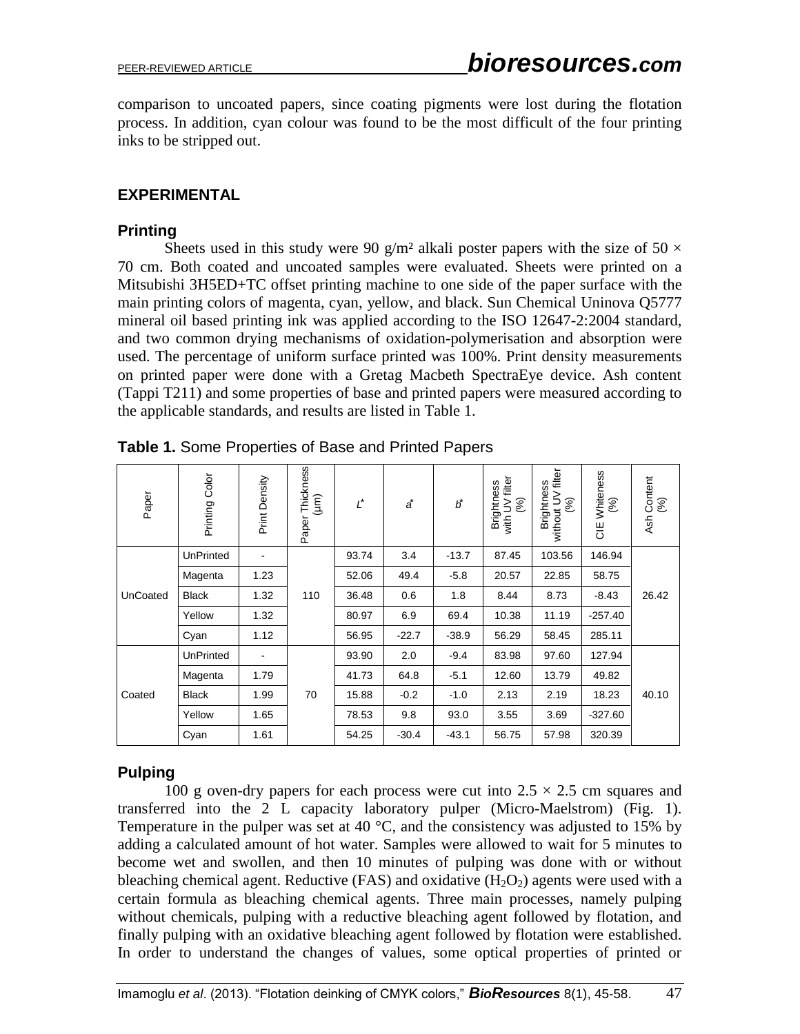comparison to uncoated papers, since coating pigments were lost during the flotation process. In addition, cyan colour was found to be the most difficult of the four printing inks to be stripped out.

## EXPERIMENTAL

### Printing

Sheets used in this study were 90 g/m² alkali poster papers with the size of 50 × 70 cm. Both coated and uncoated samples were evaluated. Sheets were printed on a Mitsubishi 3H5ED+TC offset printing machine to one side of the paper surface with the main printing colors of magenta, cyan, yellow, and black. Sun Chemical Uninova Q5777 mineral oil based printing ink was applied according to the ISO 12647-2:2004 standard, and two common drying mechanisms of oxidation-polymerisation and absorption were used. The percentage of uniform surface printed was 100%. Print density measurements on printed paper were done with a Gretag Macbeth SpectraEye device. Ash content (Tappi T211) and some properties of base and printed papers were measured according to the applicable standards, and results are listed in Table 1.

**Table 1.** Some Properties of Base and Printed Papers

| Paper | Printing Color | Print Density | Paper Thickness (µm) | $L^*$ | $a^*$ | $b^*$ | Brightness with UV filter (%) | Brightness without UV filter (%) | CIE Whiteness (%) | Ash Content (%) |
|---|---|---|---|---|---|---|---|---|---|---|
| UnCoated | UnPrinted | - | 110 | 93.74 | 3.4 | -13.7 | 87.45 | 103.56 | 146.94 | 26.42 |
| | Magenta | 1.23 | | 52.06 | 49.4 | -5.8 | 20.57 | 22.85 | 58.75 | |
| | Black | 1.32 | | 36.48 | 0.6 | 1.8 | 8.44 | 8.73 | -8.43 | |
| | Yellow | 1.32 | | 80.97 | 6.9 | 69.4 | 10.38 | 11.19 | -257.40 | |
| | Cyan | 1.12 | | 56.95 | -22.7 | -38.9 | 56.29 | 58.45 | 285.11 | |
| Coated | UnPrinted | - | 70 | 93.90 | 2.0 | -9.4 | 83.98 | 97.60 | 127.94 | 40.10 |
| | Magenta | 1.79 | | 41.73 | 64.8 | -5.1 | 12.60 | 13.79 | 49.82 | |
| | Black | 1.99 | | 15.88 | -0.2 | -1.0 | 2.13 | 2.19 | 18.23 | |
| | Yellow | 1.65 | | 78.53 | 9.8 | 93.0 | 3.55 | 3.69 | -327.60 | |
| | Cyan | 1.61 | | 54.25 | -30.4 | -43.1 | 56.75 | 57.98 | 320.39 | |

### Pulping

100 g oven-dry papers for each process were cut into 2.5 × 2.5 cm squares and transferred into the 2 L capacity laboratory pulper (Micro-Maelstrom) (Fig. 1). Temperature in the pulper was set at 40 °C, and the consistency was adjusted to 15% by adding a calculated amount of hot water. Samples were allowed to wait for 5 minutes to become wet and swollen, and then 10 minutes of pulping was done with or without bleaching chemical agent. Reductive (FAS) and oxidative ($H_2O_2$) agents were used with a certain formula as bleaching chemical agents. Three main processes, namely pulping without chemicals, pulping with a reductive bleaching agent followed by flotation, and finally pulping with an oxidative bleaching agent followed by flotation were established. In order to understand the changes of values, some optical properties of printed or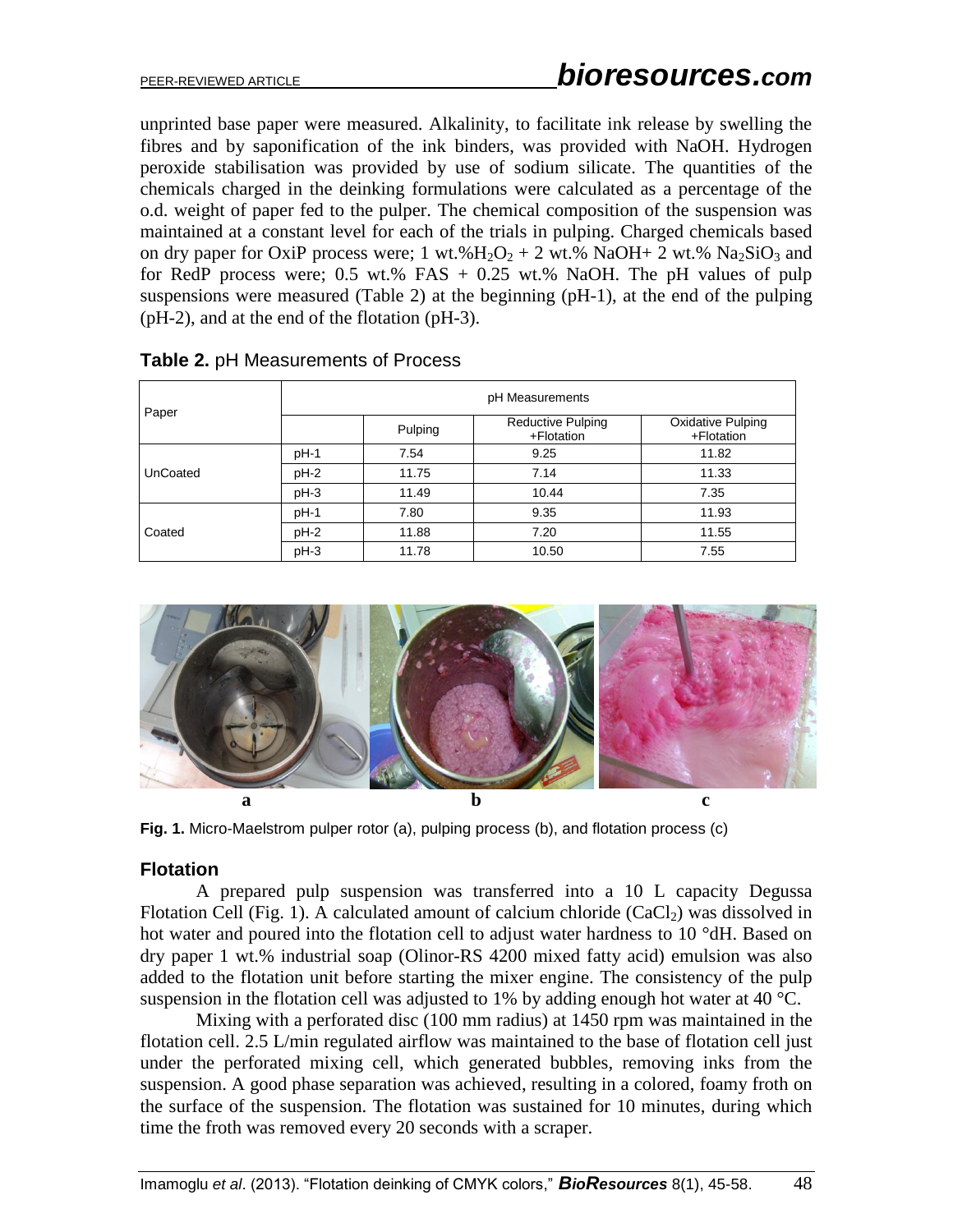unprinted base paper were measured. Alkalinity, to facilitate ink release by swelling the fibres and by saponification of the ink binders, was provided with NaOH. Hydrogen peroxide stabilisation was provided by use of sodium silicate. The quantities of the chemicals charged in the deinking formulations were calculated as a percentage of the o.d. weight of paper fed to the pulper. The chemical composition of the suspension was maintained at a constant level for each of the trials in pulping. Charged chemicals based on dry paper for OxiP process were; 1 wt.% $H_2O_2$ + 2 wt.% NaOH+ 2 wt.% $Na_2SiO_3$ and for RedP process were; 0.5 wt.% FAS + 0.25 wt.% NaOH. The pH values of pulp suspensions were measured (Table 2) at the beginning (pH-1), at the end of the pulping (pH-2), and at the end of the flotation (pH-3).

**Table 2.** pH Measurements of Process

| Paper | pH Measurements | | | |
|---|---|---|---|---|
| | | Pulping | Reductive Pulping +Flotation | Oxidative Pulping +Flotation |
| UnCoated | pH-1 | 7.54 | 9.25 | 11.82 |
| | pH-2 | 11.75 | 7.14 | 11.33 |
| | pH-3 | 11.49 | 10.44 | 7.35 |
| Coated | pH-1 | 7.80 | 9.35 | 11.93 |
| | pH-2 | 11.88 | 7.20 | 11.55 |
| | pH-3 | 11.78 | 10.50 | 7.55 |

**Fig. 1.** Micro-Maelstrom pulper rotor (a), pulping process (b), and flotation process (c)

### Flotation

A prepared pulp suspension was transferred into a 10 L capacity Degussa Flotation Cell (Fig. 1). A calculated amount of calcium chloride ($CaCl_2$) was dissolved in hot water and poured into the flotation cell to adjust water hardness to 10 °dH. Based on dry paper 1 wt.% industrial soap (Olinor-RS 4200 mixed fatty acid) emulsion was also added to the flotation unit before starting the mixer engine. The consistency of the pulp suspension in the flotation cell was adjusted to 1% by adding enough hot water at 40 °C.

Mixing with a perforated disc (100 mm radius) at 1450 rpm was maintained in the flotation cell. 2.5 L/min regulated airflow was maintained to the base of flotation cell just under the perforated mixing cell, which generated bubbles, removing inks from the suspension. A good phase separation was achieved, resulting in a colored, foamy froth on the surface of the suspension. The flotation was sustained for 10 minutes, during which time the froth was removed every 20 seconds with a scraper.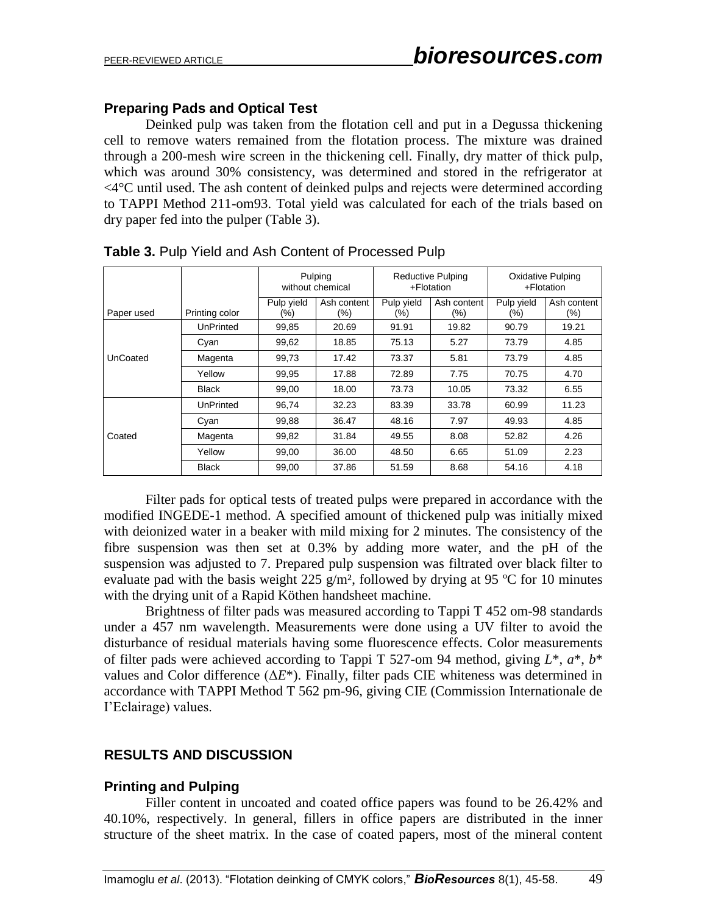### Preparing Pads and Optical Test

Deinked pulp was taken from the flotation cell and put in a Degussa thickening cell to remove waters remained from the flotation process. The mixture was drained through a 200-mesh wire screen in the thickening cell. Finally, dry matter of thick pulp, which was around 30% consistency, was determined and stored in the refrigerator at <4°C until used. The ash content of deinked pulps and rejects were determined according to TAPPI Method 211-om93. Total yield was calculated for each of the trials based on dry paper fed into the pulper (Table 3).

**Table 3.** Pulp Yield and Ash Content of Processed Pulp

| | | Pulping without chemical | | Reductive Pulping +Flotation | | Oxidative Pulping +Flotation | |
|---|---|---|---|---|---|---|---|
| Paper used | Printing color | Pulp yield (%) | Ash content (%) | Pulp yield (%) | Ash content (%) | Pulp yield (%) | Ash content (%) |
| UnCoated | UnPrinted | 99,85 | 20.69 | 91.91 | 19.82 | 90.79 | 19.21 |
| | Cyan | 99,62 | 18.85 | 75.13 | 5.27 | 73.79 | 4.85 |
| | Magenta | 99,73 | 17.42 | 73.37 | 5.81 | 73.79 | 4.85 |
| | Yellow | 99,95 | 17.88 | 72.89 | 7.75 | 70.75 | 4.70 |
| | Black | 99,00 | 18.00 | 73.73 | 10.05 | 73.32 | 6.55 |
| Coated | UnPrinted | 96,74 | 32.23 | 83.39 | 33.78 | 60.99 | 11.23 |
| | Cyan | 99,88 | 36.47 | 48.16 | 7.97 | 49.93 | 4.85 |
| | Magenta | 99,82 | 31.84 | 49.55 | 8.08 | 52.82 | 4.26 |
| | Yellow | 99,00 | 36.00 | 48.50 | 6.65 | 51.09 | 2.23 |
| | Black | 99,00 | 37.86 | 51.59 | 8.68 | 54.16 | 4.18 |

Filter pads for optical tests of treated pulps were prepared in accordance with the modified INGEDE-1 method. A specified amount of thickened pulp was initially mixed with deionized water in a beaker with mild mixing for 2 minutes. The consistency of the fibre suspension was then set at 0.3% by adding more water, and the pH of the suspension was adjusted to 7. Prepared pulp suspension was filtrated over black filter to evaluate pad with the basis weight 225 g/m², followed by drying at 95 ºC for 10 minutes with the drying unit of a Rapid Köthen handsheet machine.

Brightness of filter pads was measured according to Tappi T 452 om-98 standards under a 457 nm wavelength. Measurements were done using a UV filter to avoid the disturbance of residual materials having some fluorescence effects. Color measurements of filter pads were achieved according to Tappi T 527-om 94 method, giving $L^*$, $a^*$, $b^*$ values and Color difference ($\Delta E^*$). Finally, filter pads CIE whiteness was determined in accordance with TAPPI Method T 562 pm-96, giving CIE (Commission Internationale de I'Eclairage) values.

## RESULTS AND DISCUSSION

### Printing and Pulping

Filler content in uncoated and coated office papers was found to be 26.42% and 40.10%, respectively. In general, fillers in office papers are distributed in the inner structure of the sheet matrix. In the case of coated papers, most of the mineral content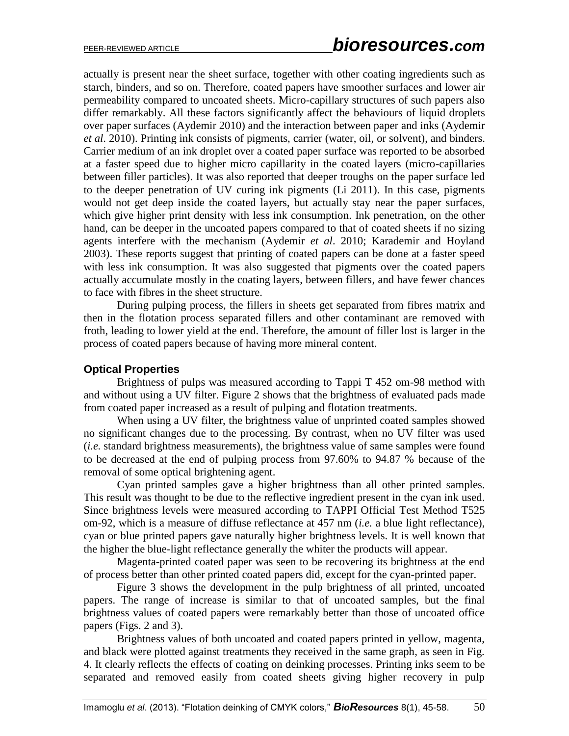actually is present near the sheet surface, together with other coating ingredients such as starch, binders, and so on. Therefore, coated papers have smoother surfaces and lower air permeability compared to uncoated sheets. Micro-capillary structures of such papers also differ remarkably. All these factors significantly affect the behaviours of liquid droplets over paper surfaces (Aydemir 2010) and the interaction between paper and inks (Aydemir *et al*. 2010). Printing ink consists of pigments, carrier (water, oil, or solvent), and binders. Carrier medium of an ink droplet over a coated paper surface was reported to be absorbed at a faster speed due to higher micro capillarity in the coated layers (micro-capillaries between filler particles). It was also reported that deeper troughs on the paper surface led to the deeper penetration of UV curing ink pigments (Li 2011). In this case, pigments would not get deep inside the coated layers, but actually stay near the paper surfaces, which give higher print density with less ink consumption. Ink penetration, on the other hand, can be deeper in the uncoated papers compared to that of coated sheets if no sizing agents interfere with the mechanism (Aydemir *et al*. 2010; Karademir and Hoyland 2003). These reports suggest that printing of coated papers can be done at a faster speed with less ink consumption. It was also suggested that pigments over the coated papers actually accumulate mostly in the coating layers, between fillers, and have fewer chances to face with fibres in the sheet structure.

During pulping process, the fillers in sheets get separated from fibres matrix and then in the flotation process separated fillers and other contaminant are removed with froth, leading to lower yield at the end. Therefore, the amount of filler lost is larger in the process of coated papers because of having more mineral content.

### Optical Properties

Brightness of pulps was measured according to Tappi T 452 om-98 method with and without using a UV filter. Figure 2 shows that the brightness of evaluated pads made from coated paper increased as a result of pulping and flotation treatments.

When using a UV filter, the brightness value of unprinted coated samples showed no significant changes due to the processing. By contrast, when no UV filter was used (*i.e.* standard brightness measurements), the brightness value of same samples were found to be decreased at the end of pulping process from 97.60% to 94.87 % because of the removal of some optical brightening agent.

Cyan printed samples gave a higher brightness than all other printed samples. This result was thought to be due to the reflective ingredient present in the cyan ink used. Since brightness levels were measured according to TAPPI Official Test Method T525 om-92, which is a measure of diffuse reflectance at 457 nm (*i.e.* a blue light reflectance), cyan or blue printed papers gave naturally higher brightness levels. It is well known that the higher the blue-light reflectance generally the whiter the products will appear.

Magenta-printed coated paper was seen to be recovering its brightness at the end of process better than other printed coated papers did, except for the cyan-printed paper.

Figure 3 shows the development in the pulp brightness of all printed, uncoated papers. The range of increase is similar to that of uncoated samples, but the final brightness values of coated papers were remarkably better than those of uncoated office papers (Figs. 2 and 3).

Brightness values of both uncoated and coated papers printed in yellow, magenta, and black were plotted against treatments they received in the same graph, as seen in Fig. 4. It clearly reflects the effects of coating on deinking processes. Printing inks seem to be separated and removed easily from coated sheets giving higher recovery in pulp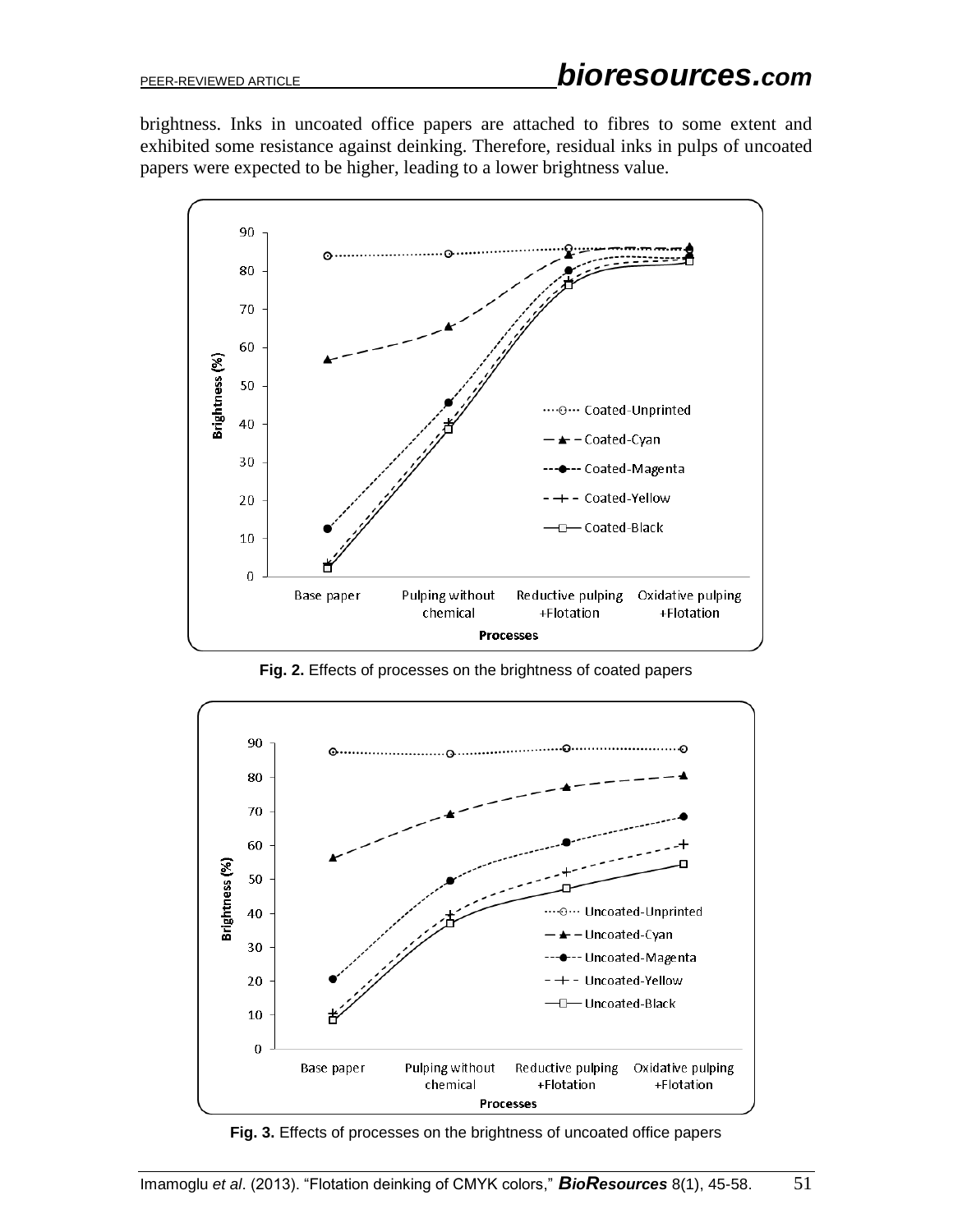brightness. Inks in uncoated office papers are attached to fibres to some extent and exhibited some resistance against deinking. Therefore, residual inks in pulps of uncoated papers were expected to be higher, leading to a lower brightness value.

**Fig. 2.** Effects of processes on the brightness of coated papers

**Fig. 3.** Effects of processes on the brightness of uncoated office papers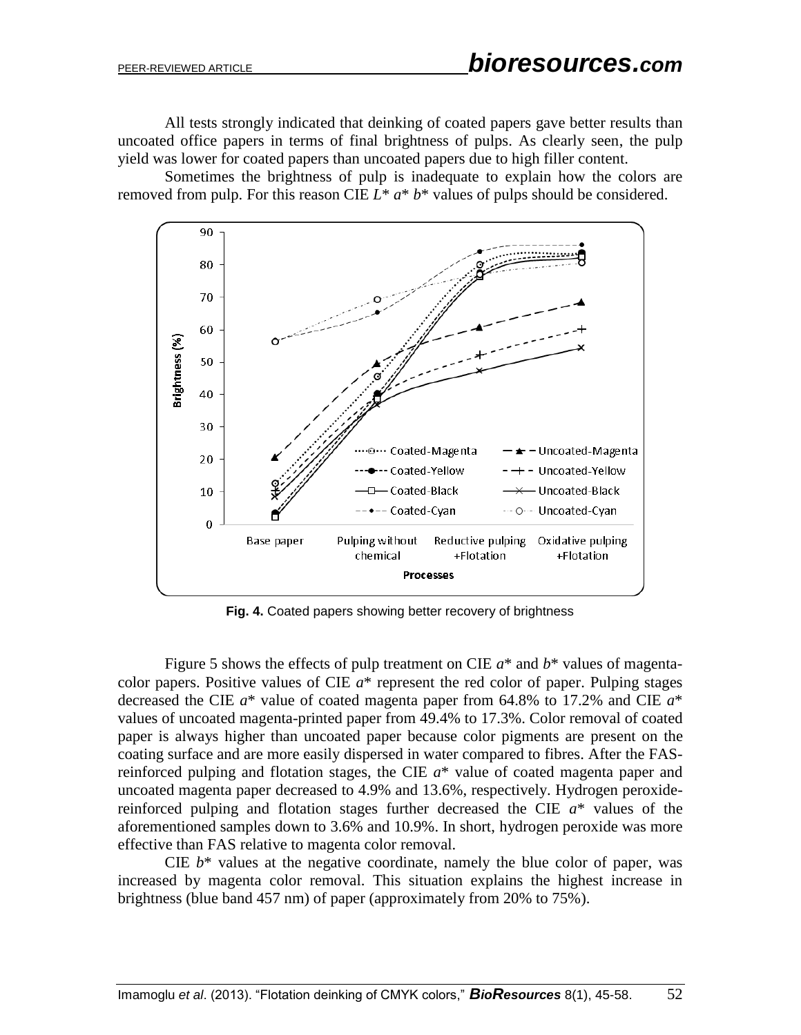All tests strongly indicated that deinking of coated papers gave better results than uncoated office papers in terms of final brightness of pulps. As clearly seen, the pulp yield was lower for coated papers than uncoated papers due to high filler content.

Sometimes the brightness of pulp is inadequate to explain how the colors are removed from pulp. For this reason CIE $L^*$ $a^*$ $b^*$ values of pulps should be considered.

**Fig. 4.** Coated papers showing better recovery of brightness

Figure 5 shows the effects of pulp treatment on CIE $a^*$ and $b^*$ values of magenta-color papers. Positive values of CIE $a^*$ represent the red color of paper. Pulping stages decreased the CIE $a^*$ value of coated magenta paper from 64.8% to 17.2% and CIE $a^*$ values of uncoated magenta-printed paper from 49.4% to 17.3%. Color removal of coated paper is always higher than uncoated paper because color pigments are present on the coating surface and are more easily dispersed in water compared to fibres. After the FAS-reinforced pulping and flotation stages, the CIE $a^*$ value of coated magenta paper and uncoated magenta paper decreased to 4.9% and 13.6%, respectively. Hydrogen peroxide-reinforced pulping and flotation stages further decreased the CIE $a^*$ values of the aforementioned samples down to 3.6% and 10.9%. In short, hydrogen peroxide was more effective than FAS relative to magenta color removal.

CIE $b^*$ values at the negative coordinate, namely the blue color of paper, was increased by magenta color removal. This situation explains the highest increase in brightness (blue band 457 nm) of paper (approximately from 20% to 75%).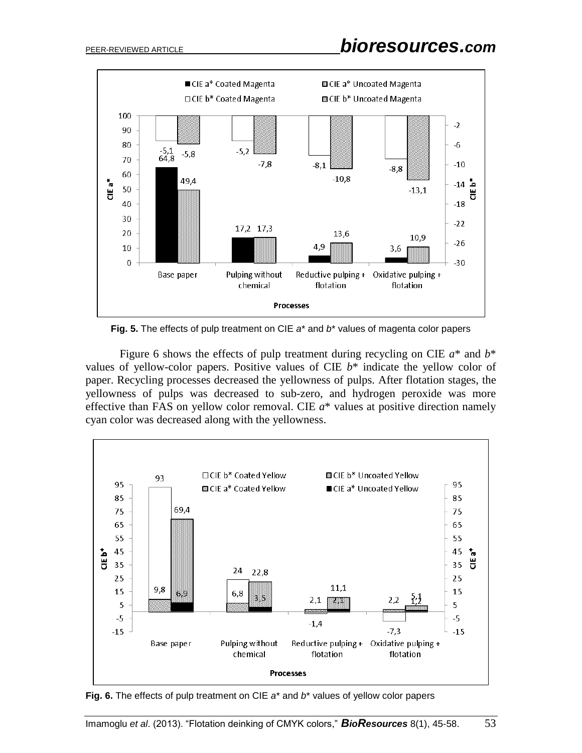**Fig. 5.** The effects of pulp treatment on CIE $a^*$ and $b^*$ values of magenta color papers

Figure 6 shows the effects of pulp treatment during recycling on CIE $a^*$ and $b^*$ values of yellow-color papers. Positive values of CIE $b^*$ indicate the yellow color of paper. Recycling processes decreased the yellowness of pulps. After flotation stages, the yellowness of pulps was decreased to sub-zero, and hydrogen peroxide was more effective than FAS on yellow color removal. CIE $a^*$ values at positive direction namely cyan color was decreased along with the yellowness.

**Fig. 6.** The effects of pulp treatment on CIE $a^*$ and $b^*$ values of yellow color papers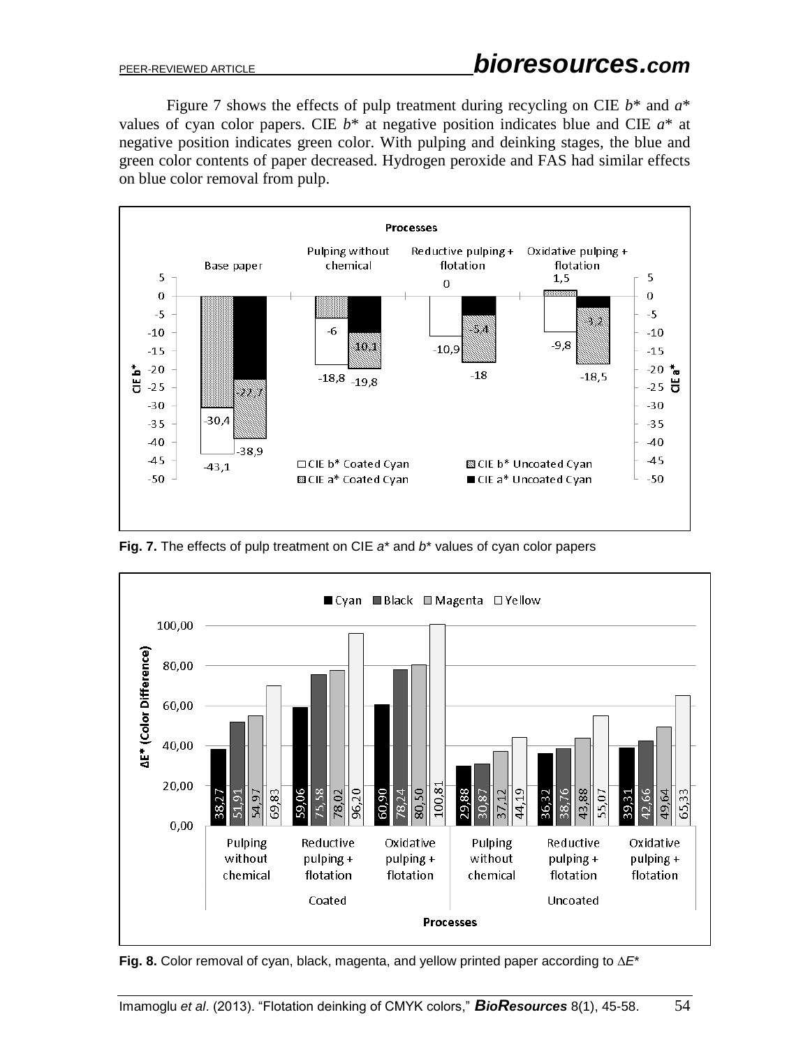Figure 7 shows the effects of pulp treatment during recycling on CIE *b*\* and *a*\* values of cyan color papers. CIE *b*\* at negative position indicates blue and CIE *a*\* at negative position indicates green color. With pulping and deinking stages, the blue and green color contents of paper decreased. Hydrogen peroxide and FAS had similar effects on blue color removal from pulp.

**Fig. 7.** The effects of pulp treatment on CIE *a*\* and *b*\* values of cyan color papers

**Fig. 8.** Color removal of cyan, black, magenta, and yellow printed paper according to $\Delta E^*$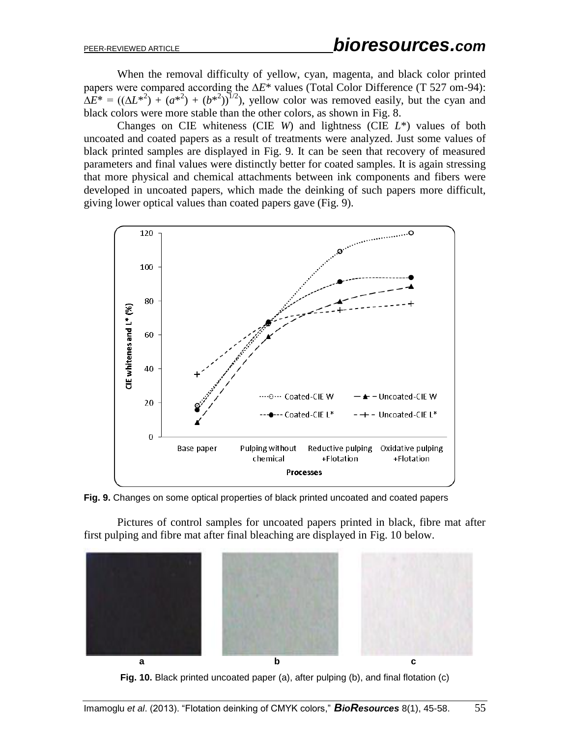When the removal difficulty of yellow, cyan, magenta, and black color printed papers were compared according the $\Delta E^*$ values (Total Color Difference (T 527 om-94): $\Delta E^* = ((\Delta L^{*2}) + (a^{*2}) + (b^{*2}))^{1/2}$), yellow color was removed easily, but the cyan and black colors were more stable than the other colors, as shown in Fig. 8.

Changes on CIE whiteness (CIE *W*) and lightness (CIE *L*\*) values of both uncoated and coated papers as a result of treatments were analyzed. Just some values of black printed samples are displayed in Fig. 9. It can be seen that recovery of measured parameters and final values were distinctly better for coated samples. It is again stressing that more physical and chemical attachments between ink components and fibers were developed in uncoated papers, which made the deinking of such papers more difficult, giving lower optical values than coated papers gave (Fig. 9).

**Fig. 9.** Changes on some optical properties of black printed uncoated and coated papers

Pictures of control samples for uncoated papers printed in black, fibre mat after first pulping and fibre mat after final bleaching are displayed in Fig. 10 below.

**Fig. 10.** Black printed uncoated paper (a), after pulping (b), and final flotation (c)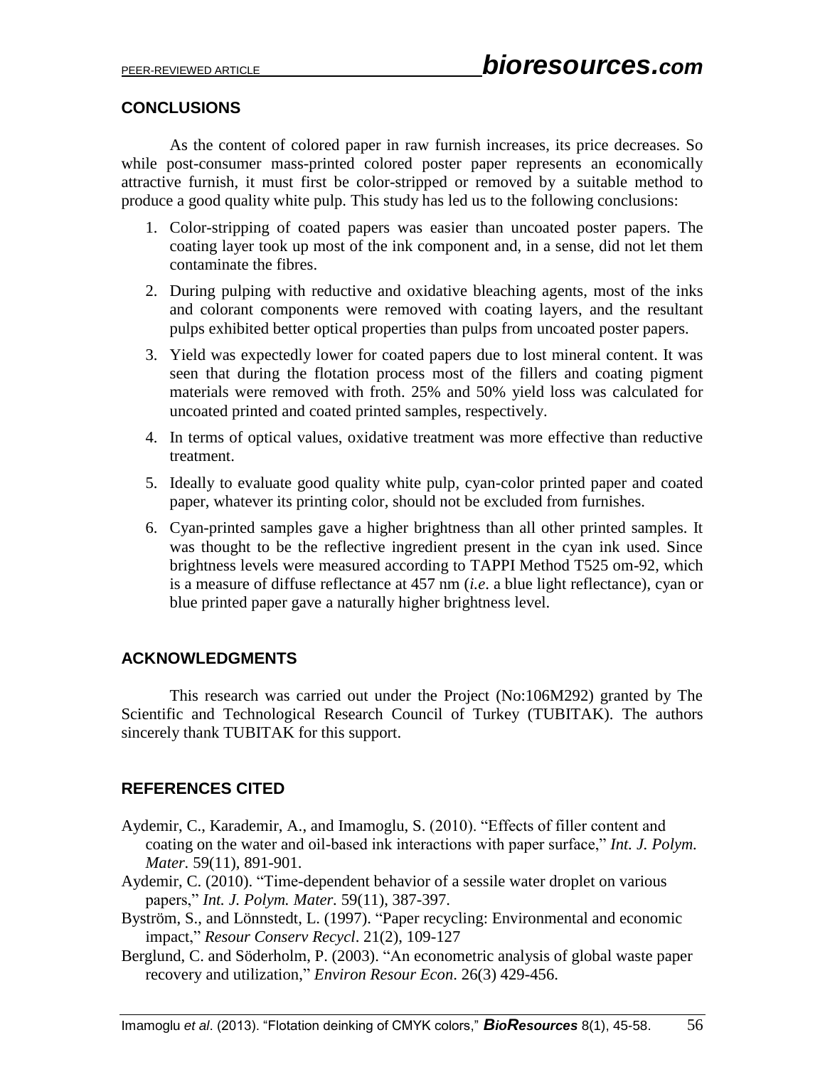## CONCLUSIONS

As the content of colored paper in raw furnish increases, its price decreases. So while post-consumer mass-printed colored poster paper represents an economically attractive furnish, it must first be color-stripped or removed by a suitable method to produce a good quality white pulp. This study has led us to the following conclusions:

1. Color-stripping of coated papers was easier than uncoated poster papers. The coating layer took up most of the ink component and, in a sense, did not let them contaminate the fibres.
2. During pulping with reductive and oxidative bleaching agents, most of the inks and colorant components were removed with coating layers, and the resultant pulps exhibited better optical properties than pulps from uncoated poster papers.
3. Yield was expectedly lower for coated papers due to lost mineral content. It was seen that during the flotation process most of the fillers and coating pigment materials were removed with froth. 25% and 50% yield loss was calculated for uncoated printed and coated printed samples, respectively.
4. In terms of optical values, oxidative treatment was more effective than reductive treatment.
5. Ideally to evaluate good quality white pulp, cyan-color printed paper and coated paper, whatever its printing color, should not be excluded from furnishes.
6. Cyan-printed samples gave a higher brightness than all other printed samples. It was thought to be the reflective ingredient present in the cyan ink used. Since brightness levels were measured according to TAPPI Method T525 om-92, which is a measure of diffuse reflectance at 457 nm (*i.e*. a blue light reflectance), cyan or blue printed paper gave a naturally higher brightness level.

## ACKNOWLEDGMENTS

This research was carried out under the Project (No:106M292) granted by The Scientific and Technological Research Council of Turkey (TUBITAK). The authors sincerely thank TUBITAK for this support.

## REFERENCES CITED

Aydemir, C., Karademir, A., and Imamoglu, S. (2010). "Effects of filler content and coating on the water and oil-based ink interactions with paper surface," *Int. J. Polym. Mater.* 59(11), 891-901.

Aydemir, C. (2010). "Time-dependent behavior of a sessile water droplet on various papers," *Int. J. Polym. Mater.* 59(11), 387-397.

Byström, S., and Lönnstedt, L. (1997). "Paper recycling: Environmental and economic impact," *Resour Conserv Recycl*. 21(2), 109-127

Berglund, C. and Söderholm, P. (2003). "An econometric analysis of global waste paper recovery and utilization," *Environ Resour Econ*. 26(3) 429-456.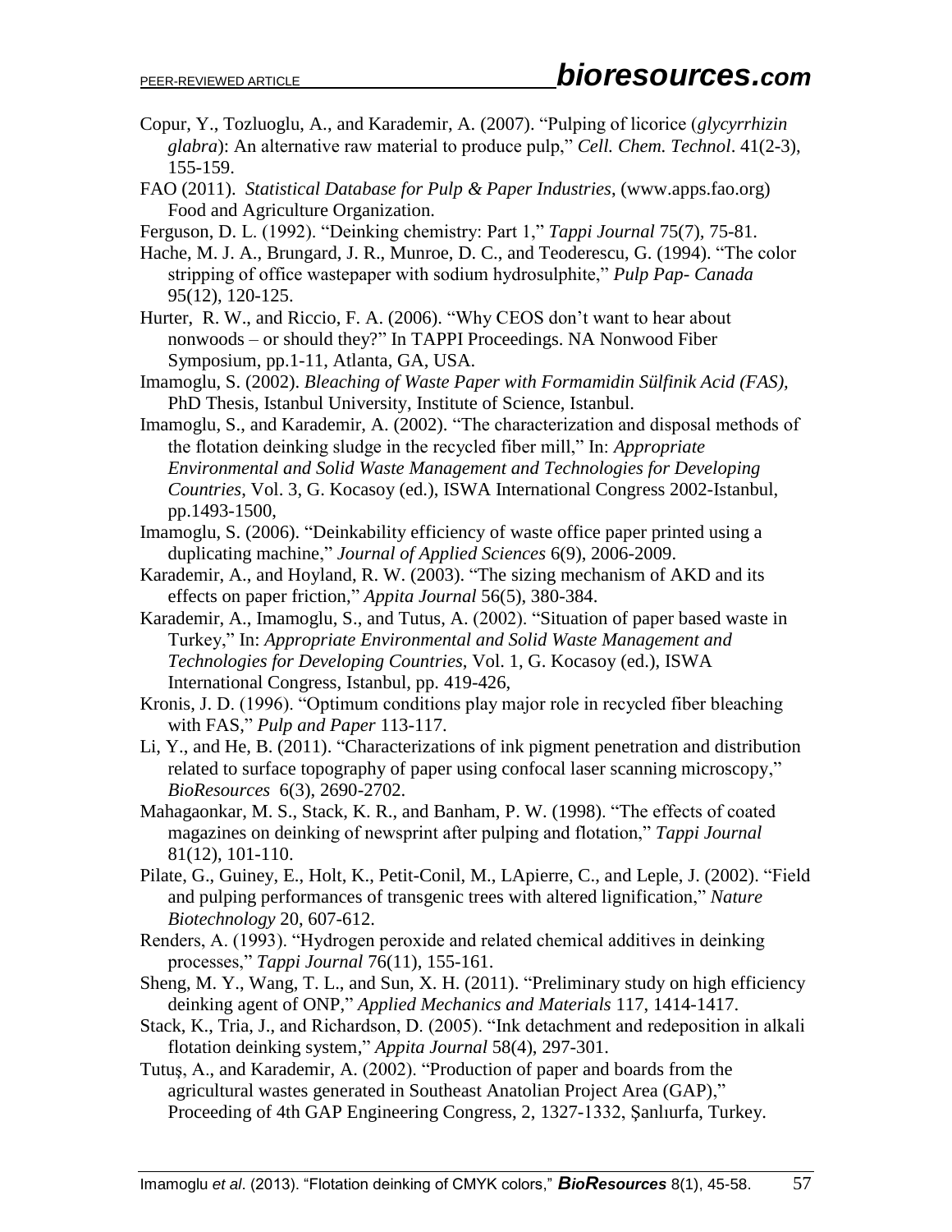Copur, Y., Tozluoglu, A., and Karademir, A. (2007). "Pulping of licorice (*glycyrrhizin glabra*): An alternative raw material to produce pulp," *Cell. Chem. Technol*. 41(2-3), 155-159.

FAO (2011). *Statistical Database for Pulp & Paper Industries*, (www.apps.fao.org) Food and Agriculture Organization.

Ferguson, D. L. (1992). "Deinking chemistry: Part 1," *Tappi Journal* 75(7), 75-81.

Hache, M. J. A., Brungard, J. R., Munroe, D. C., and Teoderescu, G. (1994). "The color stripping of office wastepaper with sodium hydrosulphite," *Pulp Pap- Canada* 95(12), 120-125.

Hurter, R. W., and Riccio, F. A. (2006). "Why CEOS don't want to hear about nonwoods – or should they?" In TAPPI Proceedings. NA Nonwood Fiber Symposium, pp.1-11, Atlanta, GA, USA.

Imamoglu, S. (2002). *Bleaching of Waste Paper with Formamidin Sülfinik Acid (FAS)*, PhD Thesis, Istanbul University, Institute of Science, Istanbul.

Imamoglu, S., and Karademir, A. (2002). "The characterization and disposal methods of the flotation deinking sludge in the recycled fiber mill," In: *Appropriate Environmental and Solid Waste Management and Technologies for Developing Countries*, Vol. 3, G. Kocasoy (ed.), ISWA International Congress 2002-Istanbul, pp.1493-1500,

Imamoglu, S. (2006). "Deinkability efficiency of waste office paper printed using a duplicating machine," *Journal of Applied Sciences* 6(9), 2006-2009.

Karademir, A., and Hoyland, R. W. (2003). "The sizing mechanism of AKD and its effects on paper friction," *Appita Journal* 56(5), 380-384.

Karademir, A., Imamoglu, S., and Tutus, A. (2002). "Situation of paper based waste in Turkey," In: *Appropriate Environmental and Solid Waste Management and Technologies for Developing Countries*, Vol. 1, G. Kocasoy (ed.), ISWA International Congress, Istanbul, pp. 419-426,

Kronis, J. D. (1996). "Optimum conditions play major role in recycled fiber bleaching with FAS," *Pulp and Paper* 113-117.

Li, Y., and He, B. (2011). "Characterizations of ink pigment penetration and distribution related to surface topography of paper using confocal laser scanning microscopy," *BioResources* 6(3), 2690-2702.

Mahagaonkar, M. S., Stack, K. R., and Banham, P. W. (1998). "The effects of coated magazines on deinking of newsprint after pulping and flotation," *Tappi Journal* 81(12), 101-110.

Pilate, G., Guiney, E., Holt, K., Petit-Conil, M., LApierre, C., and Leple, J. (2002). "Field and pulping performances of transgenic trees with altered lignification," *Nature Biotechnology* 20, 607-612.

Renders, A. (1993). "Hydrogen peroxide and related chemical additives in deinking processes," *Tappi Journal* 76(11), 155-161.

Sheng, M. Y., Wang, T. L., and Sun, X. H. (2011). "Preliminary study on high efficiency deinking agent of ONP," *Applied Mechanics and Materials* 117, 1414-1417.

Stack, K., Tria, J., and Richardson, D. (2005). "Ink detachment and redeposition in alkali flotation deinking system," *Appita Journal* 58(4), 297-301.

Tutuş, A., and Karademir, A. (2002). "Production of paper and boards from the agricultural wastes generated in Southeast Anatolian Project Area (GAP)," Proceeding of 4th GAP Engineering Congress, 2, 1327-1332, Şanlıurfa, Turkey.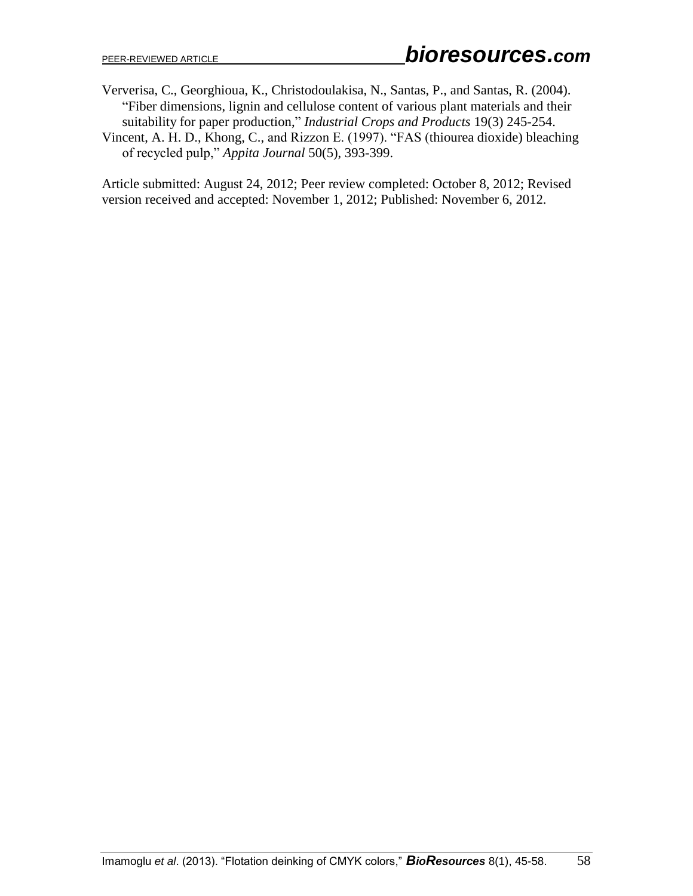Ververisa, C., Georghioua, K., Christodoulakisa, N., Santas, P., and Santas, R. (2004). "Fiber dimensions, lignin and cellulose content of various plant materials and their suitability for paper production," *Industrial Crops and Products* 19(3) 245-254.

Vincent, A. H. D., Khong, C., and Rizzon E. (1997). "FAS (thiourea dioxide) bleaching of recycled pulp," *Appita Journal* 50(5), 393-399.

Article submitted: August 24, 2012; Peer review completed: October 8, 2012; Revised version received and accepted: November 1, 2012; Published: November 6, 2012.